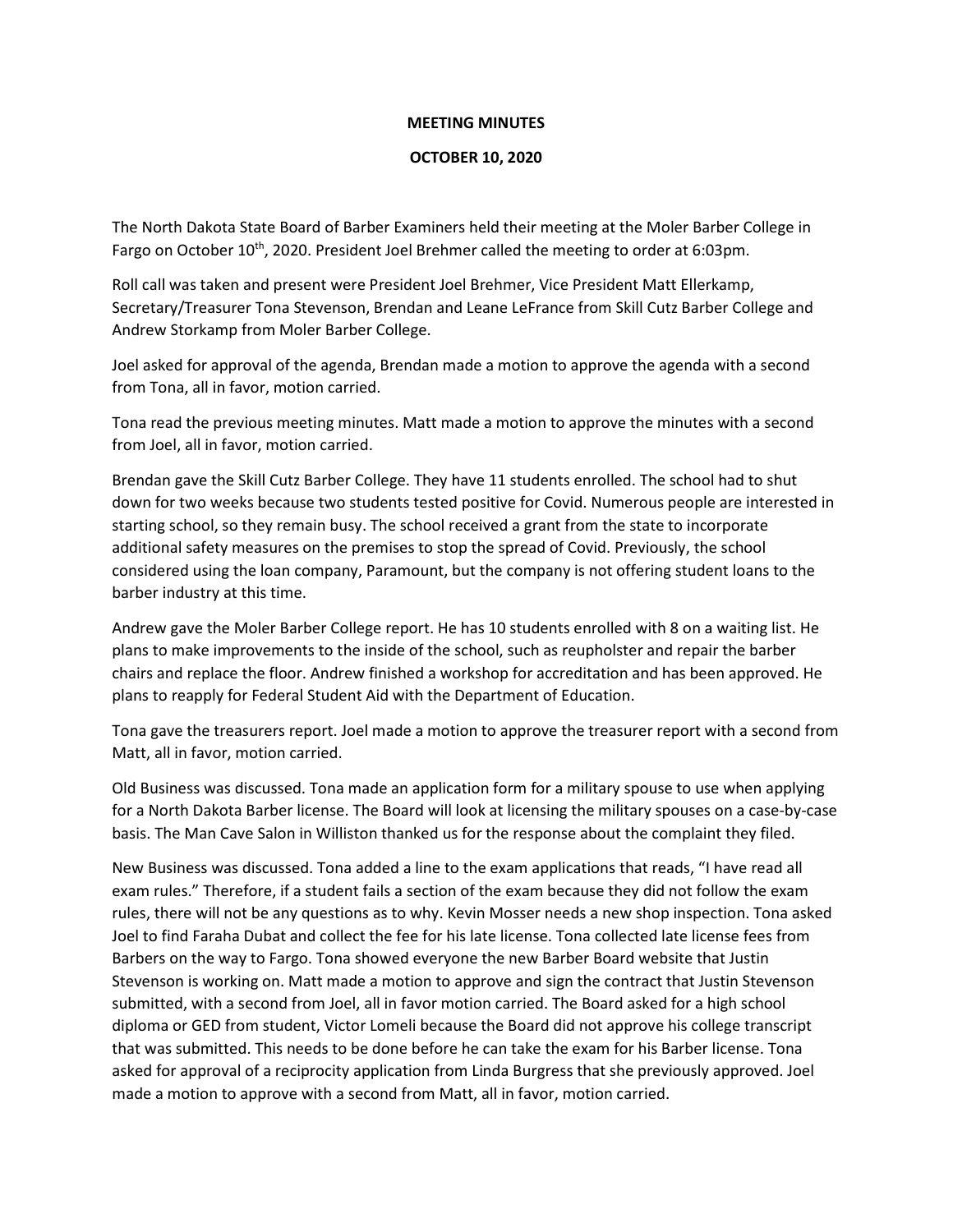**MEETING MINUTES**

**OCTOBER 10, 2020**

The North Dakota State Board of Barber Examiners held their meeting at the Moler Barber College in Fargo on October 10th, 2020. President Joel Brehmer called the meeting to order at 6:03pm.

Roll call was taken and present were President Joel Brehmer, Vice President Matt Ellerkamp, Secretary/Treasurer Tona Stevenson, Brendan and Leane LeFrance from Skill Cutz Barber College and Andrew Storkamp from Moler Barber College.

Joel asked for approval of the agenda, Brendan made a motion to approve the agenda with a second from Tona, all in favor, motion carried.

Tona read the previous meeting minutes. Matt made a motion to approve the minutes with a second from Joel, all in favor, motion carried.

Brendan gave the Skill Cutz Barber College. They have 11 students enrolled. The school had to shut down for two weeks because two students tested positive for Covid. Numerous people are interested in starting school, so they remain busy. The school received a grant from the state to incorporate additional safety measures on the premises to stop the spread of Covid. Previously, the school considered using the loan company, Paramount, but the company is not offering student loans to the barber industry at this time.

Andrew gave the Moler Barber College report. He has 10 students enrolled with 8 on a waiting list. He plans to make improvements to the inside of the school, such as reupholster and repair the barber chairs and replace the floor. Andrew finished a workshop for accreditation and has been approved. He plans to reapply for Federal Student Aid with the Department of Education.

Tona gave the treasurers report. Joel made a motion to approve the treasurer report with a second from Matt, all in favor, motion carried.

Old Business was discussed. Tona made an application form for a military spouse to use when applying for a North Dakota Barber license. The Board will look at licensing the military spouses on a case-by-case basis. The Man Cave Salon in Williston thanked us for the response about the complaint they filed.

New Business was discussed. Tona added a line to the exam applications that reads, "I have read all exam rules." Therefore, if a student fails a section of the exam because they did not follow the exam rules, there will not be any questions as to why. Kevin Mosser needs a new shop inspection. Tona asked Joel to find Faraha Dubat and collect the fee for his late license. Tona collected late license fees from Barbers on the way to Fargo. Tona showed everyone the new Barber Board website that Justin Stevenson is working on. Matt made a motion to approve and sign the contract that Justin Stevenson submitted, with a second from Joel, all in favor motion carried. The Board asked for a high school diploma or GED from student, Victor Lomeli because the Board did not approve his college transcript that was submitted. This needs to be done before he can take the exam for his Barber license. Tona asked for approval of a reciprocity application from Linda Burgress that she previously approved. Joel made a motion to approve with a second from Matt, all in favor, motion carried.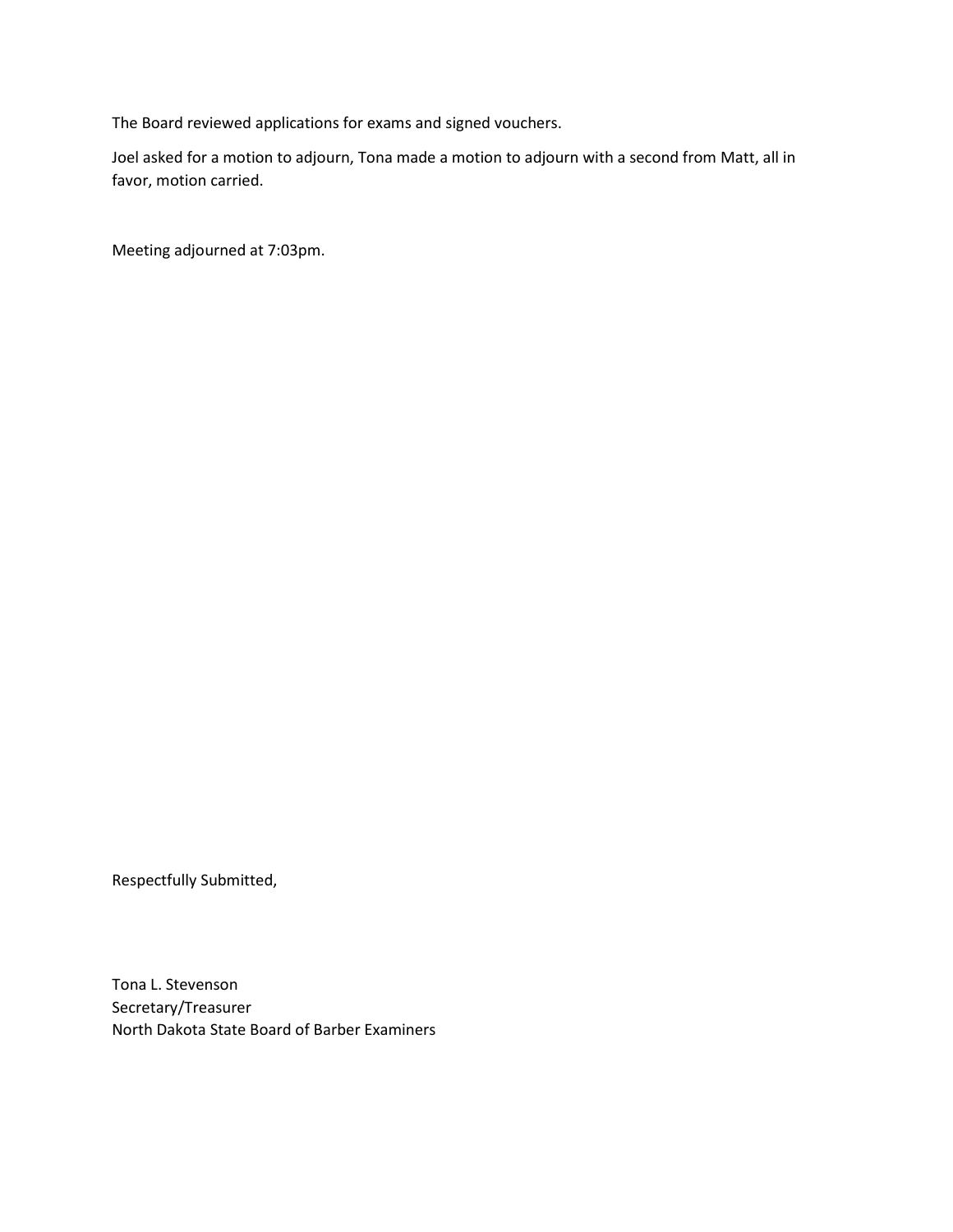The Board reviewed applications for exams and signed vouchers.

Joel asked for a motion to adjourn, Tona made a motion to adjourn with a second from Matt, all in favor, motion carried.

Meeting adjourned at 7:03pm.

Respectfully Submitted,

Tona L. Stevenson
Secretary/Treasurer
North Dakota State Board of Barber Examiners